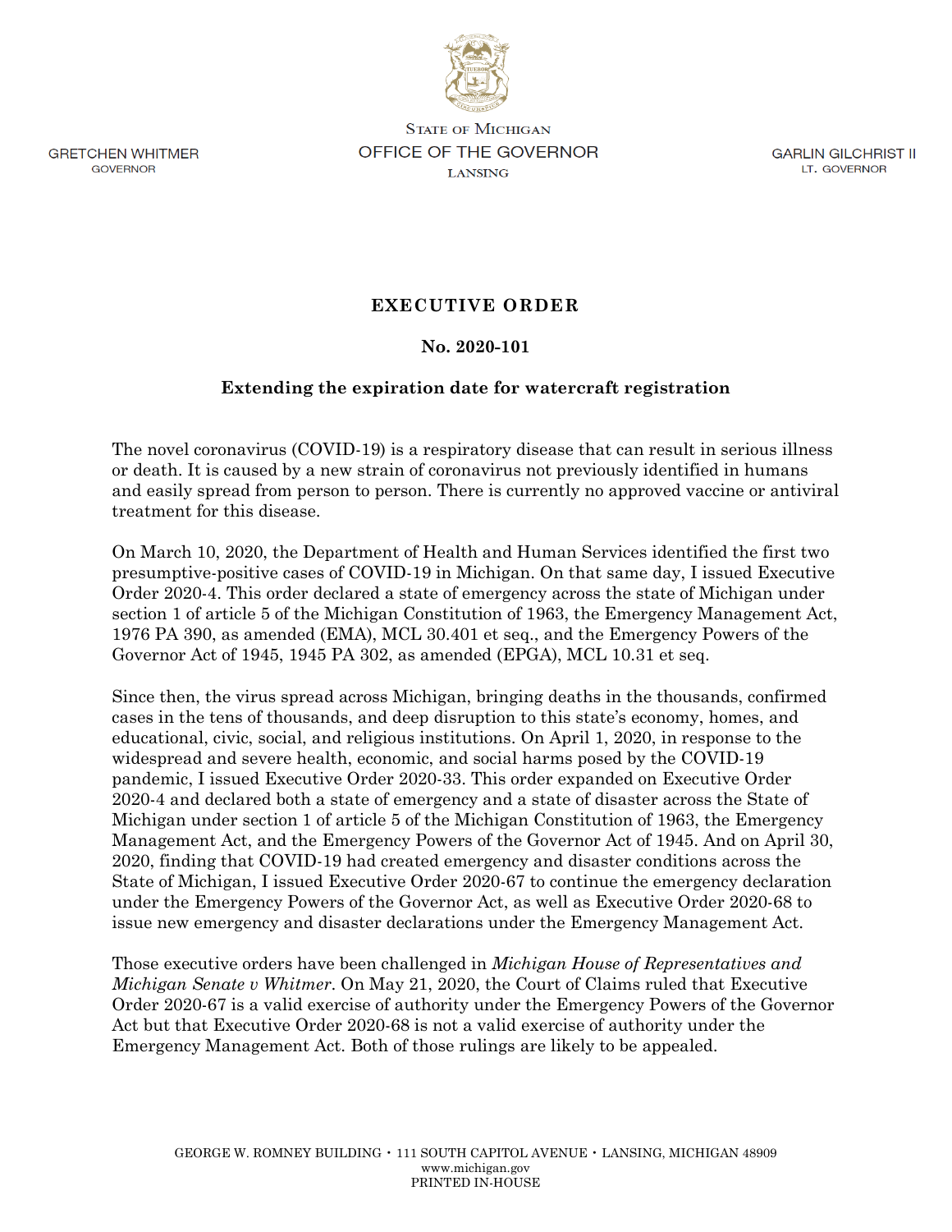GRETCHEN WHITMER
GOVERNOR

STATE OF MICHIGAN
OFFICE OF THE GOVERNOR
LANSING

GARLIN GILCHRIST II
LT. GOVERNOR

# EXECUTIVE ORDER

## No. 2020-101

### Extending the expiration date for watercraft registration

The novel coronavirus (COVID-19) is a respiratory disease that can result in serious illness or death. It is caused by a new strain of coronavirus not previously identified in humans and easily spread from person to person. There is currently no approved vaccine or antiviral treatment for this disease.

On March 10, 2020, the Department of Health and Human Services identified the first two presumptive-positive cases of COVID-19 in Michigan. On that same day, I issued Executive Order 2020-4. This order declared a state of emergency across the state of Michigan under section 1 of article 5 of the Michigan Constitution of 1963, the Emergency Management Act, 1976 PA 390, as amended (EMA), MCL 30.401 et seq., and the Emergency Powers of the Governor Act of 1945, 1945 PA 302, as amended (EPGA), MCL 10.31 et seq.

Since then, the virus spread across Michigan, bringing deaths in the thousands, confirmed cases in the tens of thousands, and deep disruption to this state's economy, homes, and educational, civic, social, and religious institutions. On April 1, 2020, in response to the widespread and severe health, economic, and social harms posed by the COVID-19 pandemic, I issued Executive Order 2020-33. This order expanded on Executive Order 2020-4 and declared both a state of emergency and a state of disaster across the State of Michigan under section 1 of article 5 of the Michigan Constitution of 1963, the Emergency Management Act, and the Emergency Powers of the Governor Act of 1945. And on April 30, 2020, finding that COVID-19 had created emergency and disaster conditions across the State of Michigan, I issued Executive Order 2020-67 to continue the emergency declaration under the Emergency Powers of the Governor Act, as well as Executive Order 2020-68 to issue new emergency and disaster declarations under the Emergency Management Act.

Those executive orders have been challenged in *Michigan House of Representatives and Michigan Senate v Whitmer*. On May 21, 2020, the Court of Claims ruled that Executive Order 2020-67 is a valid exercise of authority under the Emergency Powers of the Governor Act but that Executive Order 2020-68 is not a valid exercise of authority under the Emergency Management Act. Both of those rulings are likely to be appealed.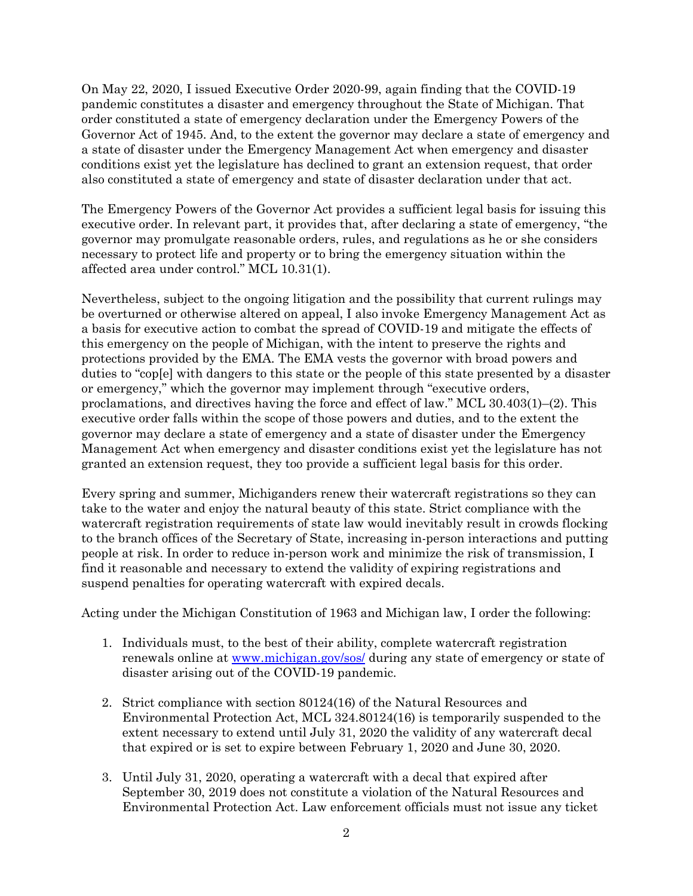On May 22, 2020, I issued Executive Order 2020-99, again finding that the COVID-19 pandemic constitutes a disaster and emergency throughout the State of Michigan. That order constituted a state of emergency declaration under the Emergency Powers of the Governor Act of 1945. And, to the extent the governor may declare a state of emergency and a state of disaster under the Emergency Management Act when emergency and disaster conditions exist yet the legislature has declined to grant an extension request, that order also constituted a state of emergency and state of disaster declaration under that act.

The Emergency Powers of the Governor Act provides a sufficient legal basis for issuing this executive order. In relevant part, it provides that, after declaring a state of emergency, "the governor may promulgate reasonable orders, rules, and regulations as he or she considers necessary to protect life and property or to bring the emergency situation within the affected area under control." MCL 10.31(1).

Nevertheless, subject to the ongoing litigation and the possibility that current rulings may be overturned or otherwise altered on appeal, I also invoke Emergency Management Act as a basis for executive action to combat the spread of COVID-19 and mitigate the effects of this emergency on the people of Michigan, with the intent to preserve the rights and protections provided by the EMA. The EMA vests the governor with broad powers and duties to "cop[e] with dangers to this state or the people of this state presented by a disaster or emergency," which the governor may implement through "executive orders, proclamations, and directives having the force and effect of law." MCL 30.403(1)–(2). This executive order falls within the scope of those powers and duties, and to the extent the governor may declare a state of emergency and a state of disaster under the Emergency Management Act when emergency and disaster conditions exist yet the legislature has not granted an extension request, they too provide a sufficient legal basis for this order.

Every spring and summer, Michiganders renew their watercraft registrations so they can take to the water and enjoy the natural beauty of this state. Strict compliance with the watercraft registration requirements of state law would inevitably result in crowds flocking to the branch offices of the Secretary of State, increasing in-person interactions and putting people at risk. In order to reduce in-person work and minimize the risk of transmission, I find it reasonable and necessary to extend the validity of expiring registrations and suspend penalties for operating watercraft with expired decals.

Acting under the Michigan Constitution of 1963 and Michigan law, I order the following:

1. Individuals must, to the best of their ability, complete watercraft registration renewals online at [www.michigan.gov/sos/](www.michigan.gov/sos/) during any state of emergency or state of disaster arising out of the COVID-19 pandemic.

2. Strict compliance with section 80124(16) of the Natural Resources and Environmental Protection Act, MCL 324.80124(16) is temporarily suspended to the extent necessary to extend until July 31, 2020 the validity of any watercraft decal that expired or is set to expire between February 1, 2020 and June 30, 2020.

3. Until July 31, 2020, operating a watercraft with a decal that expired after September 30, 2019 does not constitute a violation of the Natural Resources and Environmental Protection Act. Law enforcement officials must not issue any ticket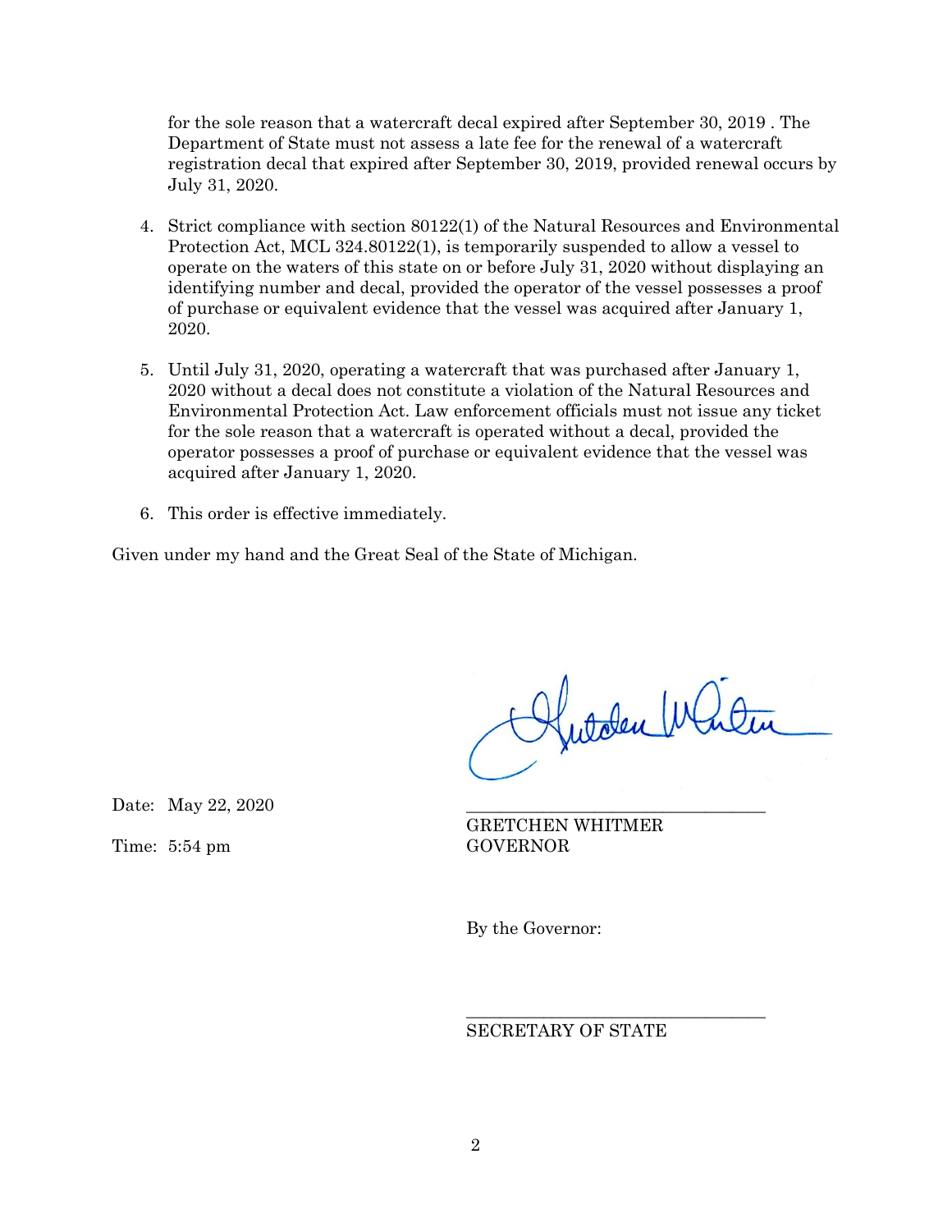for the sole reason that a watercraft decal expired after September 30, 2019 . The Department of State must not assess a late fee for the renewal of a watercraft registration decal that expired after September 30, 2019, provided renewal occurs by July 31, 2020.

4. Strict compliance with section 80122(1) of the Natural Resources and Environmental Protection Act, MCL 324.80122(1), is temporarily suspended to allow a vessel to operate on the waters of this state on or before July 31, 2020 without displaying an identifying number and decal, provided the operator of the vessel possesses a proof of purchase or equivalent evidence that the vessel was acquired after January 1, 2020.

5. Until July 31, 2020, operating a watercraft that was purchased after January 1, 2020 without a decal does not constitute a violation of the Natural Resources and Environmental Protection Act. Law enforcement officials must not issue any ticket for the sole reason that a watercraft is operated without a decal, provided the operator possesses a proof of purchase or equivalent evidence that the vessel was acquired after January 1, 2020.

6. This order is effective immediately.

Given under my hand and the Great Seal of the State of Michigan.

Date: May 22, 2020

Time: 5:54 pm

GRETCHEN WHITMER
GOVERNOR

By the Governor:

SECRETARY OF STATE